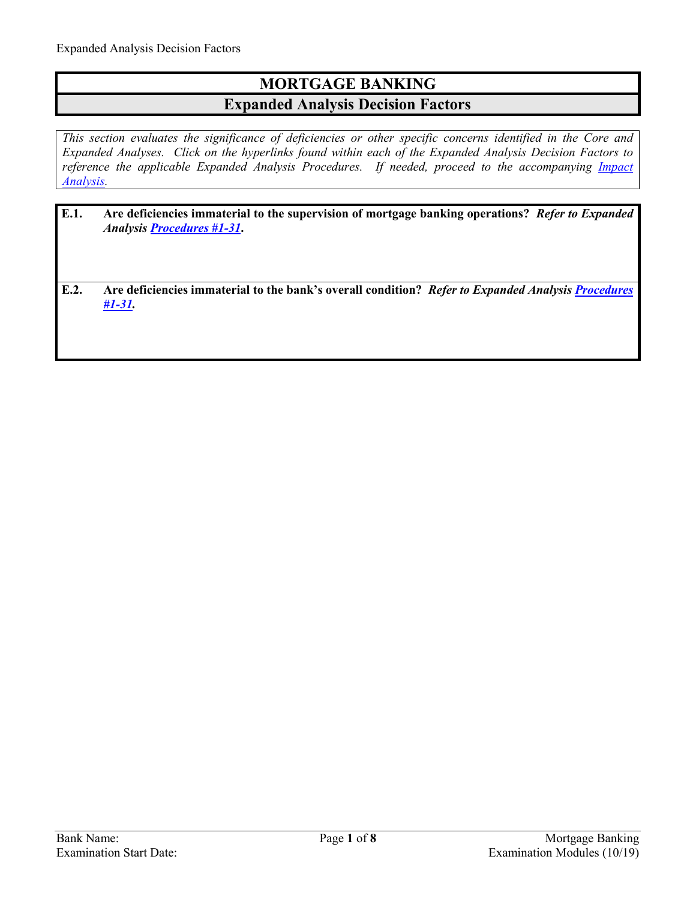# MORTGAGE BANKING

## Expanded Analysis Decision Factors

*This section evaluates the significance of deficiencies or other specific concerns identified in the Core and Expanded Analyses. Click on the hyperlinks found within each of the Expanded Analysis Decision Factors to reference the applicable Expanded Analysis Procedures. If needed, proceed to the accompanying Impact Analysis.*

**E.1. Are deficiencies immaterial to the supervision of mortgage banking operations?** ***Refer to Expanded Analysis Procedures #1-31.***

**E.2. Are deficiencies immaterial to the bank's overall condition?** ***Refer to Expanded Analysis Procedures #1-31.***

Bank Name:

Examination Start Date: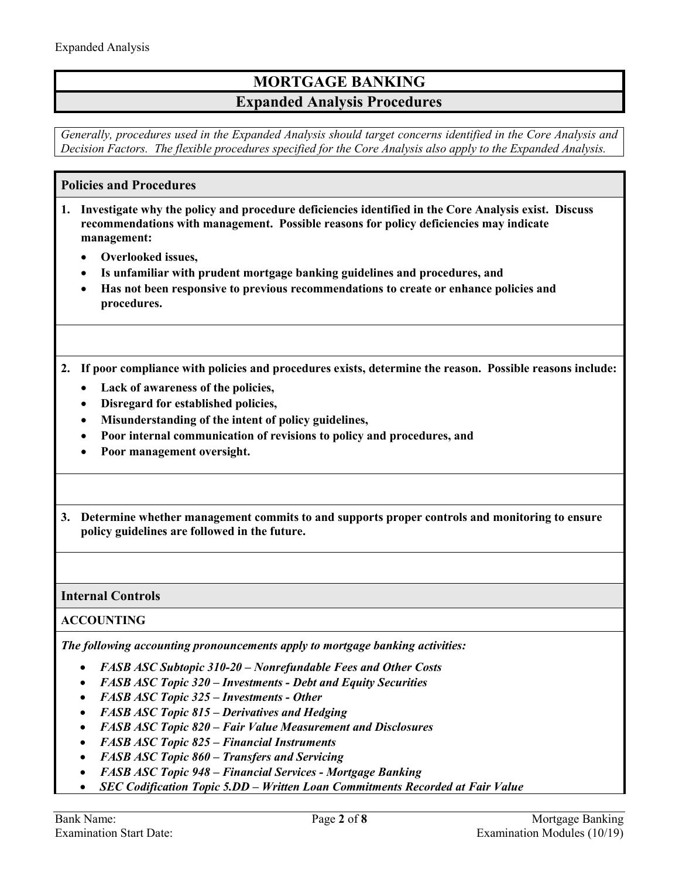# MORTGAGE BANKING

## Expanded Analysis Procedures

*Generally, procedures used in the Expanded Analysis should target concerns identified in the Core Analysis and Decision Factors. The flexible procedures specified for the Core Analysis also apply to the Expanded Analysis.*

### Policies and Procedures

**1. Investigate why the policy and procedure deficiencies identified in the Core Analysis exist. Discuss recommendations with management. Possible reasons for policy deficiencies may indicate management:**

- **Overlooked issues,**
- **Is unfamiliar with prudent mortgage banking guidelines and procedures, and**
- **Has not been responsive to previous recommendations to create or enhance policies and procedures.**

**2. If poor compliance with policies and procedures exists, determine the reason. Possible reasons include:**

- **Lack of awareness of the policies,**
- **Disregard for established policies,**
- **Misunderstanding of the intent of policy guidelines,**
- **Poor internal communication of revisions to policy and procedures, and**
- **Poor management oversight.**

**3. Determine whether management commits to and supports proper controls and monitoring to ensure policy guidelines are followed in the future.**

### Internal Controls

#### ACCOUNTING

***The following accounting pronouncements apply to mortgage banking activities:***

- ***FASB ASC Subtopic 310-20 – Nonrefundable Fees and Other Costs***
- ***FASB ASC Topic 320 – Investments - Debt and Equity Securities***
- ***FASB ASC Topic 325 – Investments - Other***
- ***FASB ASC Topic 815 – Derivatives and Hedging***
- ***FASB ASC Topic 820 – Fair Value Measurement and Disclosures***
- ***FASB ASC Topic 825 – Financial Instruments***
- ***FASB ASC Topic 860 – Transfers and Servicing***
- ***FASB ASC Topic 948 – Financial Services - Mortgage Banking***
- ***SEC Codification Topic 5.DD – Written Loan Commitments Recorded at Fair Value***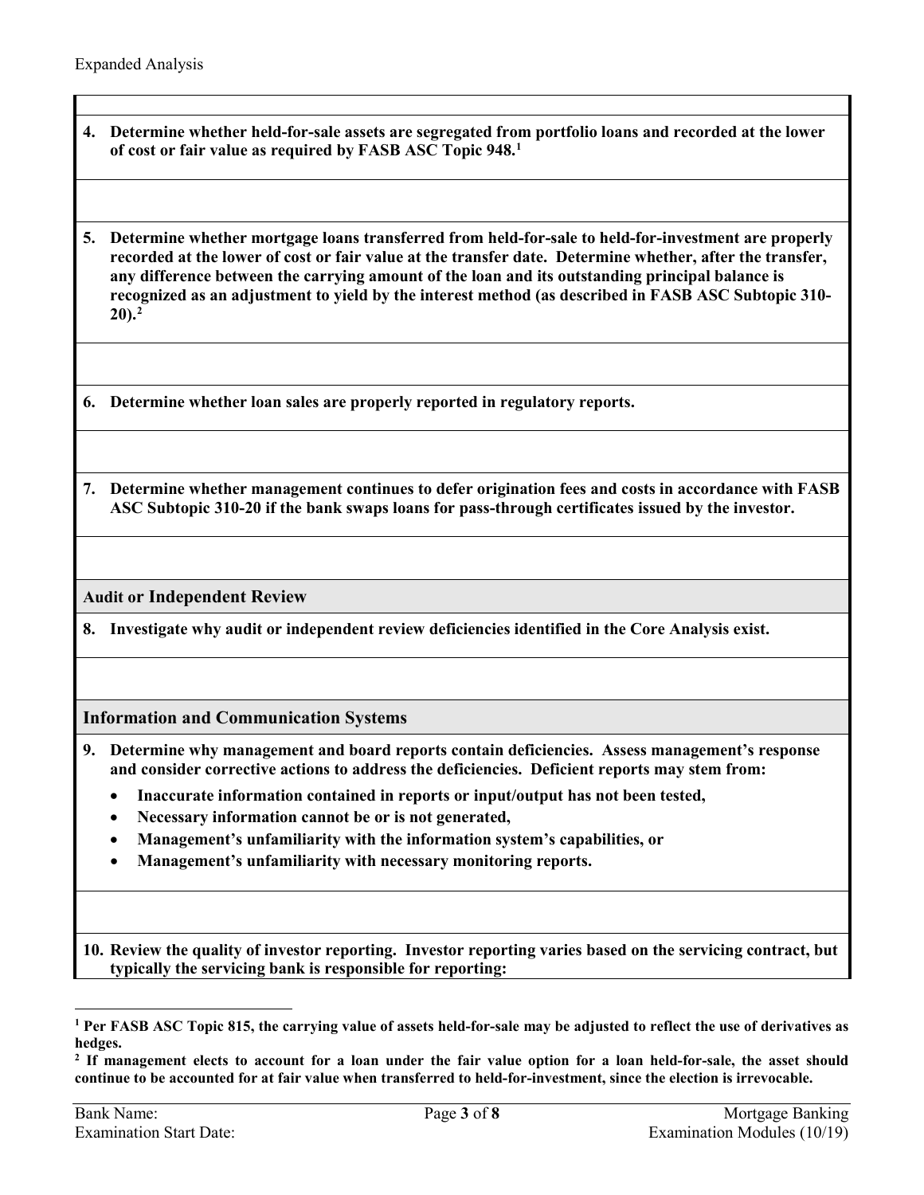**4. Determine whether held-for-sale assets are segregated from portfolio loans and recorded at the lower of cost or fair value as required by FASB ASC Topic 948.[1]**

**5. Determine whether mortgage loans transferred from held-for-sale to held-for-investment are properly recorded at the lower of cost or fair value at the transfer date. Determine whether, after the transfer, any difference between the carrying amount of the loan and its outstanding principal balance is recognized as an adjustment to yield by the interest method (as described in FASB ASC Subtopic 310-20).[2]**

**6. Determine whether loan sales are properly reported in regulatory reports.**

**7. Determine whether management continues to defer origination fees and costs in accordance with FASB ASC Subtopic 310-20 if the bank swaps loans for pass-through certificates issued by the investor.**

## Audit or Independent Review

**8. Investigate why audit or independent review deficiencies identified in the Core Analysis exist.**

## Information and Communication Systems

**9. Determine why management and board reports contain deficiencies. Assess management's response and consider corrective actions to address the deficiencies. Deficient reports may stem from:**

- **Inaccurate information contained in reports or input/output has not been tested,**
- **Necessary information cannot be or is not generated,**
- **Management's unfamiliarity with the information system's capabilities, or**
- **Management's unfamiliarity with necessary monitoring reports.**

**10. Review the quality of investor reporting. Investor reporting varies based on the servicing contract, but typically the servicing bank is responsible for reporting:**

---

**[1] Per FASB ASC Topic 815, the carrying value of assets held-for-sale may be adjusted to reflect the use of derivatives as hedges.**

**[2] If management elects to account for a loan under the fair value option for a loan held-for-sale, the asset should continue to be accounted for at fair value when transferred to held-for-investment, since the election is irrevocable.**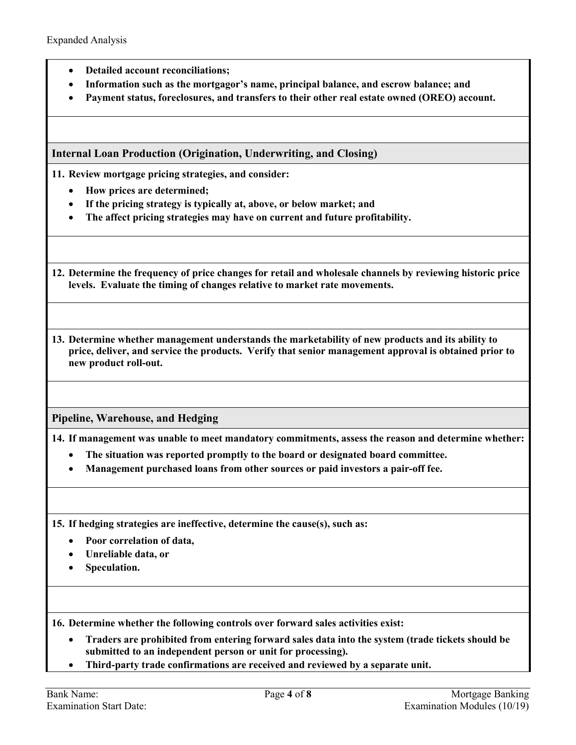- **Detailed account reconciliations;**
- **Information such as the mortgagor's name, principal balance, and escrow balance; and**
- **Payment status, foreclosures, and transfers to their other real estate owned (OREO) account.**

## Internal Loan Production (Origination, Underwriting, and Closing)

**11. Review mortgage pricing strategies, and consider:**

- **How prices are determined;**
- **If the pricing strategy is typically at, above, or below market; and**
- **The affect pricing strategies may have on current and future profitability.**

**12. Determine the frequency of price changes for retail and wholesale channels by reviewing historic price levels. Evaluate the timing of changes relative to market rate movements.**

**13. Determine whether management understands the marketability of new products and its ability to price, deliver, and service the products. Verify that senior management approval is obtained prior to new product roll-out.**

## Pipeline, Warehouse, and Hedging

**14. If management was unable to meet mandatory commitments, assess the reason and determine whether:**

- **The situation was reported promptly to the board or designated board committee.**
- **Management purchased loans from other sources or paid investors a pair-off fee.**

**15. If hedging strategies are ineffective, determine the cause(s), such as:**

- **Poor correlation of data,**
- **Unreliable data, or**
- **Speculation.**

**16. Determine whether the following controls over forward sales activities exist:**

- **Traders are prohibited from entering forward sales data into the system (trade tickets should be submitted to an independent person or unit for processing).**
- **Third-party trade confirmations are received and reviewed by a separate unit.**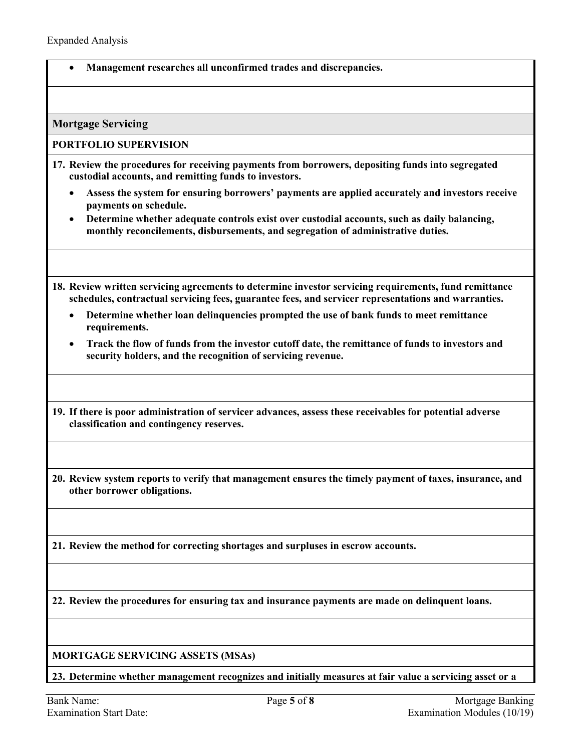- **Management researches all unconfirmed trades and discrepancies.**

## Mortgage Servicing

### PORTFOLIO SUPERVISION

**17. Review the procedures for receiving payments from borrowers, depositing funds into segregated custodial accounts, and remitting funds to investors.**

- **Assess the system for ensuring borrowers' payments are applied accurately and investors receive payments on schedule.**
- **Determine whether adequate controls exist over custodial accounts, such as daily balancing, monthly reconcilements, disbursements, and segregation of administrative duties.**

**18. Review written servicing agreements to determine investor servicing requirements, fund remittance schedules, contractual servicing fees, guarantee fees, and servicer representations and warranties.**

- **Determine whether loan delinquencies prompted the use of bank funds to meet remittance requirements.**
- **Track the flow of funds from the investor cutoff date, the remittance of funds to investors and security holders, and the recognition of servicing revenue.**

**19. If there is poor administration of servicer advances, assess these receivables for potential adverse classification and contingency reserves.**

**20. Review system reports to verify that management ensures the timely payment of taxes, insurance, and other borrower obligations.**

**21. Review the method for correcting shortages and surpluses in escrow accounts.**

**22. Review the procedures for ensuring tax and insurance payments are made on delinquent loans.**

### MORTGAGE SERVICING ASSETS (MSAs)

**23. Determine whether management recognizes and initially measures at fair value a servicing asset or a**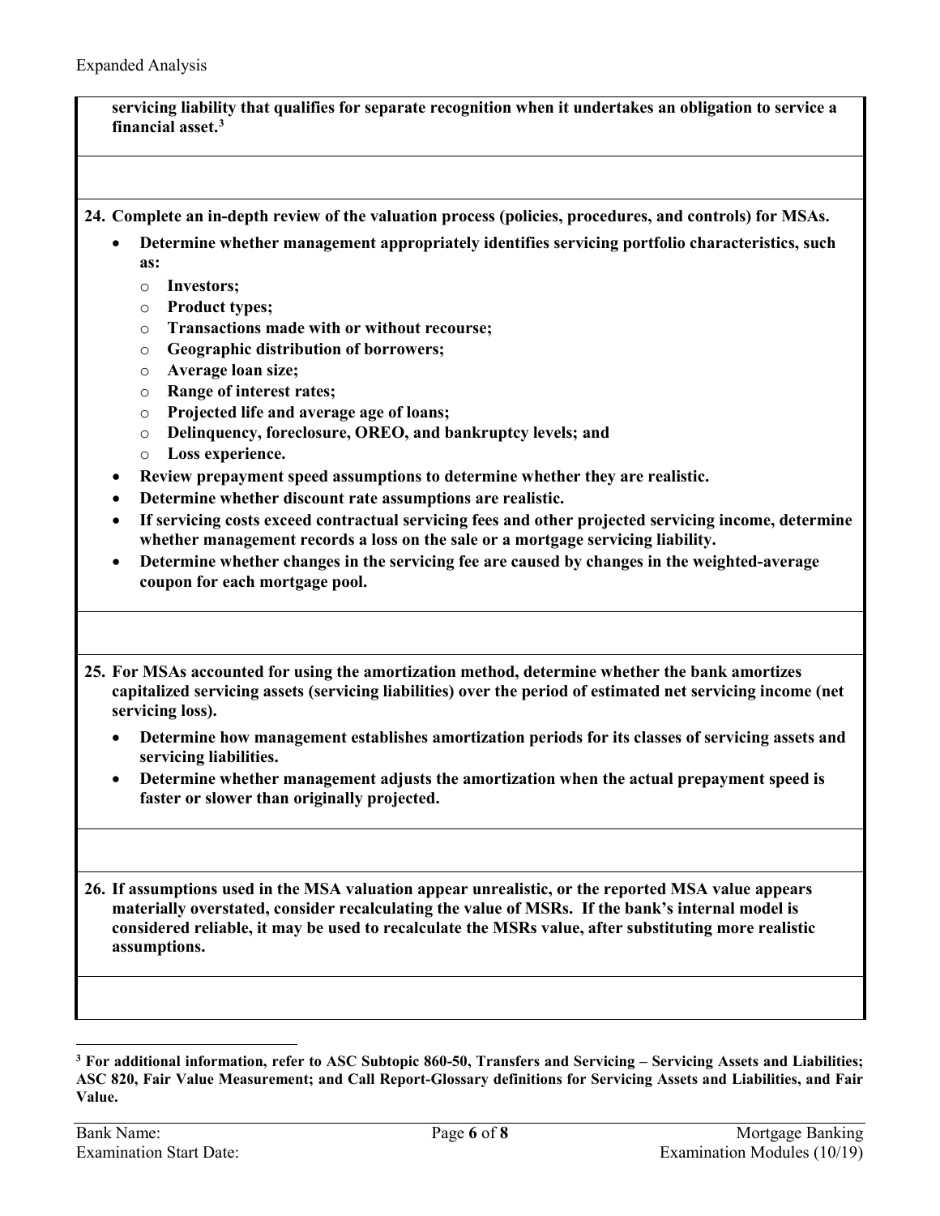**servicing liability that qualifies for separate recognition when it undertakes an obligation to service a financial asset.[3]**

**24. Complete an in-depth review of the valuation process (policies, procedures, and controls) for MSAs.**

- **Determine whether management appropriately identifies servicing portfolio characteristics, such as:**
  - **Investors;**
  - **Product types;**
  - **Transactions made with or without recourse;**
  - **Geographic distribution of borrowers;**
  - **Average loan size;**
  - **Range of interest rates;**
  - **Projected life and average age of loans;**
  - **Delinquency, foreclosure, OREO, and bankruptcy levels; and**
  - **Loss experience.**
- **Review prepayment speed assumptions to determine whether they are realistic.**
- **Determine whether discount rate assumptions are realistic.**
- **If servicing costs exceed contractual servicing fees and other projected servicing income, determine whether management records a loss on the sale or a mortgage servicing liability.**
- **Determine whether changes in the servicing fee are caused by changes in the weighted-average coupon for each mortgage pool.**

**25. For MSAs accounted for using the amortization method, determine whether the bank amortizes capitalized servicing assets (servicing liabilities) over the period of estimated net servicing income (net servicing loss).**

- **Determine how management establishes amortization periods for its classes of servicing assets and servicing liabilities.**
- **Determine whether management adjusts the amortization when the actual prepayment speed is faster or slower than originally projected.**

**26. If assumptions used in the MSA valuation appear unrealistic, or the reported MSA value appears materially overstated, consider recalculating the value of MSRs. If the bank's internal model is considered reliable, it may be used to recalculate the MSRs value, after substituting more realistic assumptions.**

---

[3] **For additional information, refer to ASC Subtopic 860-50, Transfers and Servicing – Servicing Assets and Liabilities; ASC 820, Fair Value Measurement; and Call Report-Glossary definitions for Servicing Assets and Liabilities, and Fair Value.**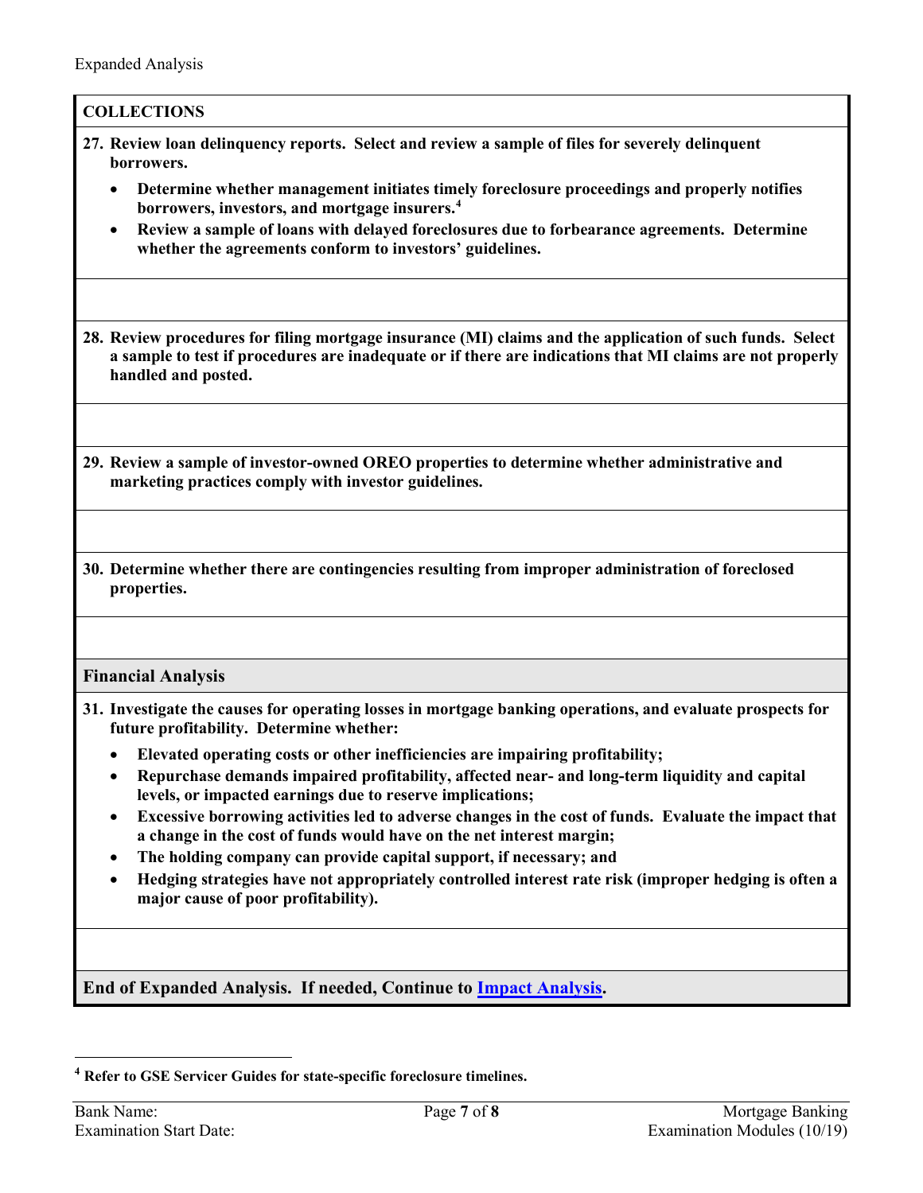Expanded Analysis

## COLLECTIONS

**27. Review loan delinquency reports. Select and review a sample of files for severely delinquent borrowers.**

- **Determine whether management initiates timely foreclosure proceedings and properly notifies borrowers, investors, and mortgage insurers.[4]**
- **Review a sample of loans with delayed foreclosures due to forbearance agreements. Determine whether the agreements conform to investors' guidelines.**

**28. Review procedures for filing mortgage insurance (MI) claims and the application of such funds. Select a sample to test if procedures are inadequate or if there are indications that MI claims are not properly handled and posted.**

**29. Review a sample of investor-owned OREO properties to determine whether administrative and marketing practices comply with investor guidelines.**

**30. Determine whether there are contingencies resulting from improper administration of foreclosed properties.**

### Financial Analysis

**31. Investigate the causes for operating losses in mortgage banking operations, and evaluate prospects for future profitability. Determine whether:**

- **Elevated operating costs or other inefficiencies are impairing profitability;**
- **Repurchase demands impaired profitability, affected near- and long-term liquidity and capital levels, or impacted earnings due to reserve implications;**
- **Excessive borrowing activities led to adverse changes in the cost of funds. Evaluate the impact that a change in the cost of funds would have on the net interest margin;**
- **The holding company can provide capital support, if necessary; and**
- **Hedging strategies have not appropriately controlled interest rate risk (improper hedging is often a major cause of poor profitability).**

**End of Expanded Analysis. If needed, Continue to Impact Analysis.**

---

[4] **Refer to GSE Servicer Guides for state-specific foreclosure timelines.**

Bank Name:
Examination Start Date: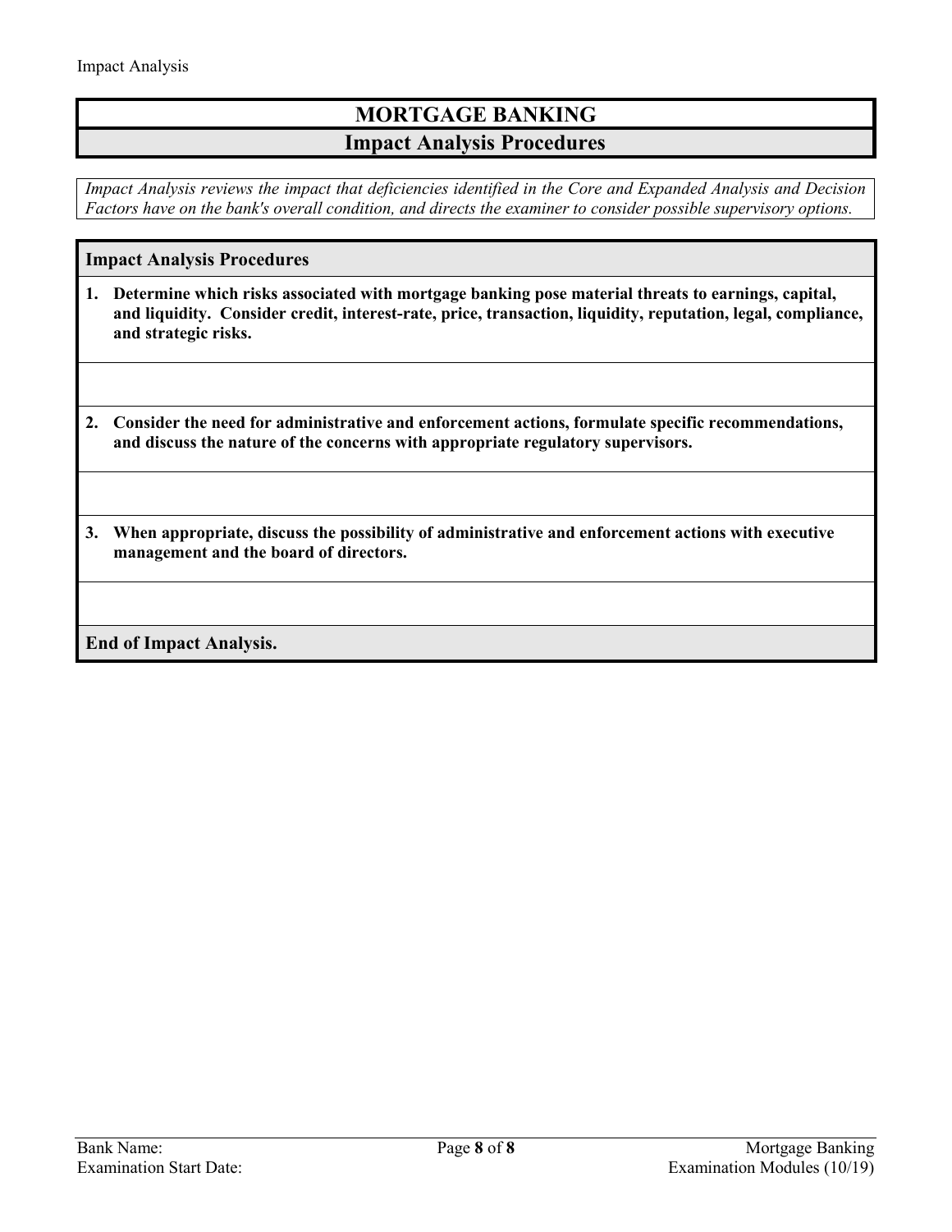# MORTGAGE BANKING

## Impact Analysis Procedures

*Impact Analysis reviews the impact that deficiencies identified in the Core and Expanded Analysis and Decision Factors have on the bank's overall condition, and directs the examiner to consider possible supervisory options.*

| **Impact Analysis Procedures** |
| --- |
| **1. Determine which risks associated with mortgage banking pose material threats to earnings, capital, and liquidity. Consider credit, interest-rate, price, transaction, liquidity, reputation, legal, compliance, and strategic risks.** |
| |
| **2. Consider the need for administrative and enforcement actions, formulate specific recommendations, and discuss the nature of the concerns with appropriate regulatory supervisors.** |
| |
| **3. When appropriate, discuss the possibility of administrative and enforcement actions with executive management and the board of directors.** |
| |
| **End of Impact Analysis.** |

Bank Name:
Examination Start Date: